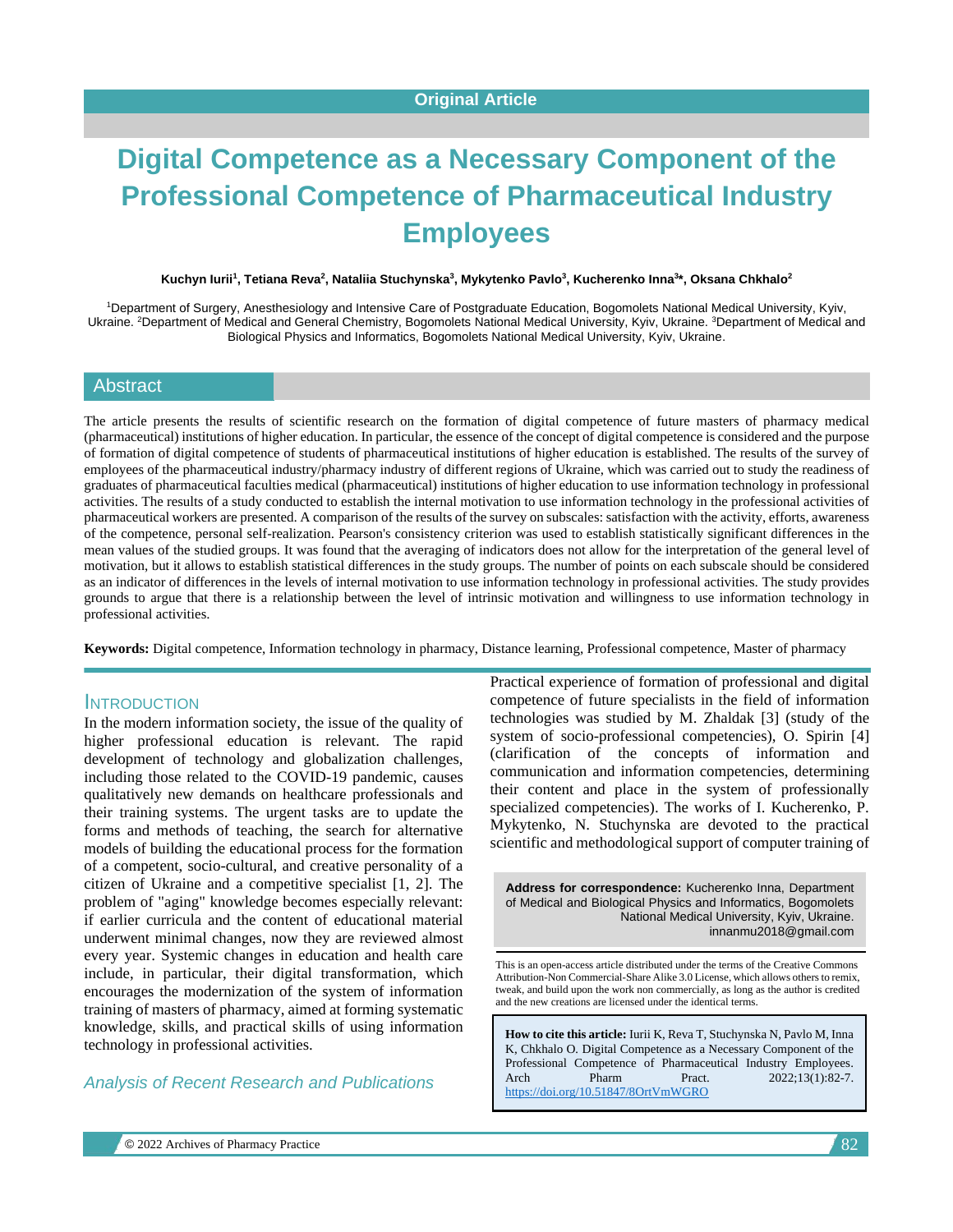Original Article

# Digital Competence as a Necessary Component of the Professional Competence of Pharmaceutical Industry Employees

**Kuchyn Iurii[1], Tetiana Reva[2], Nataliia Stuchynska[3], Mykytenko Pavlo[3], Kucherenko Inna[3]*, Oksana Chkhalo[2]**

[1]Department of Surgery, Anesthesiology and Intensive Care of Postgraduate Education, Bogomolets National Medical University, Kyiv, Ukraine. [2]Department of Medical and General Chemistry, Bogomolets National Medical University, Kyiv, Ukraine. [3]Department of Medical and Biological Physics and Informatics, Bogomolets National Medical University, Kyiv, Ukraine.

## Abstract

The article presents the results of scientific research on the formation of digital competence of future masters of pharmacy medical (pharmaceutical) institutions of higher education. In particular, the essence of the concept of digital competence is considered and the purpose of formation of digital competence of students of pharmaceutical institutions of higher education is established. The results of the survey of employees of the pharmaceutical industry/pharmacy industry of different regions of Ukraine, which was carried out to study the readiness of graduates of pharmaceutical faculties medical (pharmaceutical) institutions of higher education to use information technology in professional activities. The results of a study conducted to establish the internal motivation to use information technology in the professional activities of pharmaceutical workers are presented. A comparison of the results of the survey on subscales: satisfaction with the activity, efforts, awareness of the competence, personal self-realization. Pearson's consistency criterion was used to establish statistically significant differences in the mean values of the studied groups. It was found that the averaging of indicators does not allow for the interpretation of the general level of motivation, but it allows to establish statistical differences in the study groups. The number of points on each subscale should be considered as an indicator of differences in the levels of internal motivation to use information technology in professional activities. The study provides grounds to argue that there is a relationship between the level of intrinsic motivation and willingness to use information technology in professional activities.

**Keywords:** Digital competence, Information technology in pharmacy, Distance learning, Professional competence, Master of pharmacy

## Introduction

In the modern information society, the issue of the quality of higher professional education is relevant. The rapid development of technology and globalization challenges, including those related to the COVID-19 pandemic, causes qualitatively new demands on healthcare professionals and their training systems. The urgent tasks are to update the forms and methods of teaching, the search for alternative models of building the educational process for the formation of a competent, socio-cultural, and creative personality of a citizen of Ukraine and a competitive specialist [1, 2]. The problem of "aging" knowledge becomes especially relevant: if earlier curricula and the content of educational material underwent minimal changes, now they are reviewed almost every year. Systemic changes in education and health care include, in particular, their digital transformation, which encourages the modernization of the system of information training of masters of pharmacy, aimed at forming systematic knowledge, skills, and practical skills of using information technology in professional activities.

### *Analysis of Recent Research and Publications*

Practical experience of formation of professional and digital competence of future specialists in the field of information technologies was studied by M. Zhaldak [3] (study of the system of socio-professional competencies), O. Spirin [4] (clarification of the concepts of information and communication and information competencies, determining their content and place in the system of professionally specialized competencies). The works of I. Kucherenko, P. Mykytenko, N. Stuchynska are devoted to the practical scientific and methodological support of computer training of

**Address for correspondence:** Kucherenko Inna, Department of Medical and Biological Physics and Informatics, Bogomolets National Medical University, Kyiv, Ukraine. innanmu2018@gmail.com

This is an open-access article distributed under the terms of the Creative Commons Attribution-Non Commercial-Share Alike 3.0 License, which allows others to remix, tweak, and build upon the work non commercially, as long as the author is credited and the new creations are licensed under the identical terms.

**How to cite this article:** Iurii K, Reva T, Stuchynska N, Pavlo M, Inna K, Chkhalo O. Digital Competence as a Necessary Component of the Professional Competence of Pharmaceutical Industry Employees. Arch Pharm Pract. 2022;13(1):82-7. https://doi.org/10.51847/8OrtVmWGRO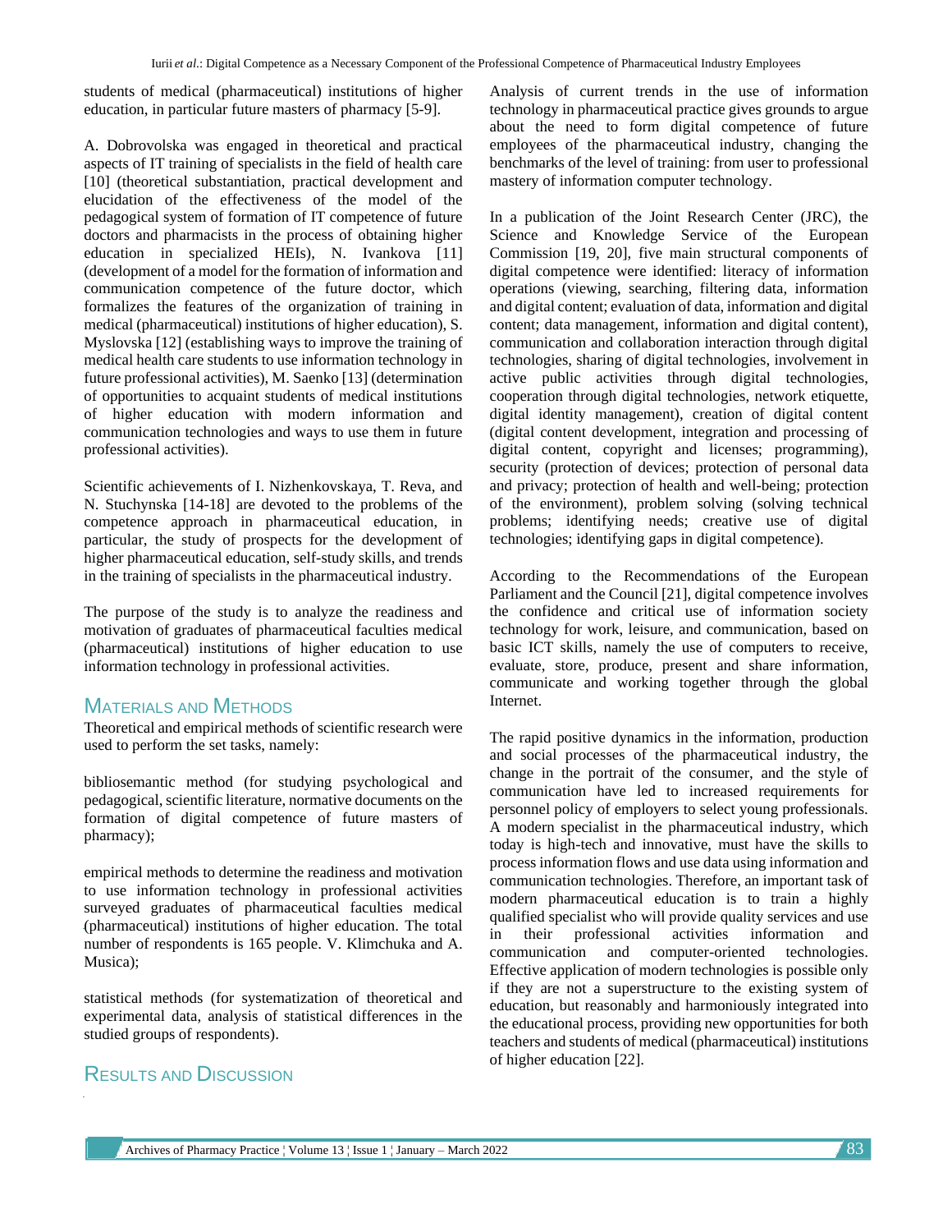students of medical (pharmaceutical) institutions of higher education, in particular future masters of pharmacy [5-9].

A. Dobrovolska was engaged in theoretical and practical aspects of IT training of specialists in the field of health care [10] (theoretical substantiation, practical development and elucidation of the effectiveness of the model of the pedagogical system of formation of IT competence of future doctors and pharmacists in the process of obtaining higher education in specialized HEIs), N. Ivankova [11] (development of a model for the formation of information and communication competence of the future doctor, which formalizes the features of the organization of training in medical (pharmaceutical) institutions of higher education), S. Myslovska [12] (establishing ways to improve the training of medical health care students to use information technology in future professional activities), M. Saenko [13] (determination of opportunities to acquaint students of medical institutions of higher education with modern information and communication technologies and ways to use them in future professional activities).

Scientific achievements of I. Nizhenkovskaya, T. Reva, and N. Stuchynska [14-18] are devoted to the problems of the competence approach in pharmaceutical education, in particular, the study of prospects for the development of higher pharmaceutical education, self-study skills, and trends in the training of specialists in the pharmaceutical industry.

The purpose of the study is to analyze the readiness and motivation of graduates of pharmaceutical faculties medical (pharmaceutical) institutions of higher education to use information technology in professional activities.

## Materials and Methods

Theoretical and empirical methods of scientific research were used to perform the set tasks, namely:

bibliosemantic method (for studying psychological and pedagogical, scientific literature, normative documents on the formation of digital competence of future masters of pharmacy);

empirical methods to determine the readiness and motivation to use information technology in professional activities surveyed graduates of pharmaceutical faculties medical (pharmaceutical) institutions of higher education. The total number of respondents is 165 people. V. Klimchuka and A. Musica);

statistical methods (for systematization of theoretical and experimental data, analysis of statistical differences in the studied groups of respondents).

## Results and Discussion

Analysis of current trends in the use of information technology in pharmaceutical practice gives grounds to argue about the need to form digital competence of future employees of the pharmaceutical industry, changing the benchmarks of the level of training: from user to professional mastery of information computer technology.

In a publication of the Joint Research Center (JRC), the Science and Knowledge Service of the European Commission [19, 20], five main structural components of digital competence were identified: literacy of information operations (viewing, searching, filtering data, information and digital content; evaluation of data, information and digital content; data management, information and digital content), communication and collaboration interaction through digital technologies, sharing of digital technologies, involvement in active public activities through digital technologies, cooperation through digital technologies, network etiquette, digital identity management), creation of digital content (digital content development, integration and processing of digital content, copyright and licenses; programming), security (protection of devices; protection of personal data and privacy; protection of health and well-being; protection of the environment), problem solving (solving technical problems; identifying needs; creative use of digital technologies; identifying gaps in digital competence).

According to the Recommendations of the European Parliament and the Council [21], digital competence involves the confidence and critical use of information society technology for work, leisure, and communication, based on basic ICT skills, namely the use of computers to receive, evaluate, store, produce, present and share information, communicate and working together through the global Internet.

The rapid positive dynamics in the information, production and social processes of the pharmaceutical industry, the change in the portrait of the consumer, and the style of communication have led to increased requirements for personnel policy of employers to select young professionals. A modern specialist in the pharmaceutical industry, which today is high-tech and innovative, must have the skills to process information flows and use data using information and communication technologies. Therefore, an important task of modern pharmaceutical education is to train a highly qualified specialist who will provide quality services and use in their professional activities information and communication and computer-oriented technologies. Effective application of modern technologies is possible only if they are not a superstructure to the existing system of education, but reasonably and harmoniously integrated into the educational process, providing new opportunities for both teachers and students of medical (pharmaceutical) institutions of higher education [22].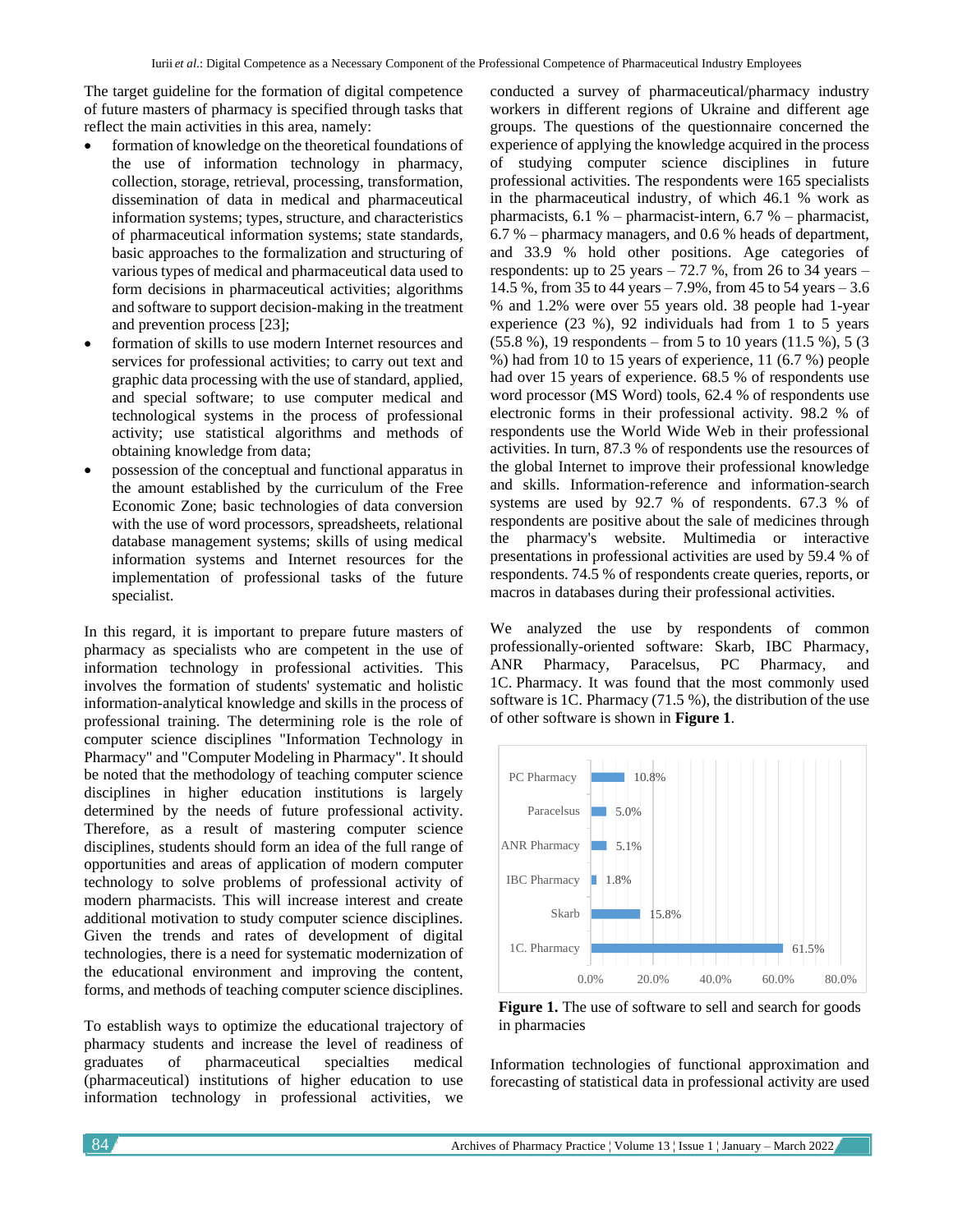The target guideline for the formation of digital competence of future masters of pharmacy is specified through tasks that reflect the main activities in this area, namely:

- formation of knowledge on the theoretical foundations of the use of information technology in pharmacy, collection, storage, retrieval, processing, transformation, dissemination of data in medical and pharmaceutical information systems; types, structure, and characteristics of pharmaceutical information systems; state standards, basic approaches to the formalization and structuring of various types of medical and pharmaceutical data used to form decisions in pharmaceutical activities; algorithms and software to support decision-making in the treatment and prevention process [23];
- formation of skills to use modern Internet resources and services for professional activities; to carry out text and graphic data processing with the use of standard, applied, and special software; to use computer medical and technological systems in the process of professional activity; use statistical algorithms and methods of obtaining knowledge from data;
- possession of the conceptual and functional apparatus in the amount established by the curriculum of the Free Economic Zone; basic technologies of data conversion with the use of word processors, spreadsheets, relational database management systems; skills of using medical information systems and Internet resources for the implementation of professional tasks of the future specialist.

In this regard, it is important to prepare future masters of pharmacy as specialists who are competent in the use of information technology in professional activities. This involves the formation of students' systematic and holistic information-analytical knowledge and skills in the process of professional training. The determining role is the role of computer science disciplines "Information Technology in Pharmacy" and "Computer Modeling in Pharmacy". It should be noted that the methodology of teaching computer science disciplines in higher education institutions is largely determined by the needs of future professional activity. Therefore, as a result of mastering computer science disciplines, students should form an idea of the full range of opportunities and areas of application of modern computer technology to solve problems of professional activity of modern pharmacists. This will increase interest and create additional motivation to study computer science disciplines. Given the trends and rates of development of digital technologies, there is a need for systematic modernization of the educational environment and improving the content, forms, and methods of teaching computer science disciplines.

To establish ways to optimize the educational trajectory of pharmacy students and increase the level of readiness of graduates of pharmaceutical specialties medical (pharmaceutical) institutions of higher education to use information technology in professional activities, we conducted a survey of pharmaceutical/pharmacy industry workers in different regions of Ukraine and different age groups. The questions of the questionnaire concerned the experience of applying the knowledge acquired in the process of studying computer science disciplines in future professional activities. The respondents were 165 specialists in the pharmaceutical industry, of which 46.1 % work as pharmacists, 6.1 % – pharmacist-intern, 6.7 % – pharmacist, 6.7 % – pharmacy managers, and 0.6 % heads of department, and 33.9 % hold other positions. Age categories of respondents: up to 25 years – 72.7 %, from 26 to 34 years – 14.5 %, from 35 to 44 years – 7.9%, from 45 to 54 years – 3.6 % and 1.2% were over 55 years old. 38 people had 1-year experience (23 %), 92 individuals had from 1 to 5 years (55.8 %), 19 respondents – from 5 to 10 years (11.5 %), 5 (3 %) had from 10 to 15 years of experience, 11 (6.7 %) people had over 15 years of experience. 68.5 % of respondents use word processor (MS Word) tools, 62.4 % of respondents use electronic forms in their professional activity. 98.2 % of respondents use the World Wide Web in their professional activities. In turn, 87.3 % of respondents use the resources of the global Internet to improve their professional knowledge and skills. Information-reference and information-search systems are used by 92.7 % of respondents. 67.3 % of respondents are positive about the sale of medicines through the pharmacy's website. Multimedia or interactive presentations in professional activities are used by 59.4 % of respondents. 74.5 % of respondents create queries, reports, or macros in databases during their professional activities.

We analyzed the use by respondents of common professionally-oriented software: Skarb, IBC Pharmacy, ANR Pharmacy, Paracelsus, PC Pharmacy, and 1C. Pharmacy. It was found that the most commonly used software is 1C. Pharmacy (71.5 %), the distribution of the use of other software is shown in **Figure 1**.

| Software | Use (%) |
|---|---|
| PC Pharmacy | 10.8% |
| Paracelsus | 5.0% |
| ANR Pharmacy | 5.1% |
| IBC Pharmacy | 1.8% |
| Skarb | 15.8% |
| 1C. Pharmacy | 61.5% |

**Figure 1.** The use of software to sell and search for goods in pharmacies

Information technologies of functional approximation and forecasting of statistical data in professional activity are used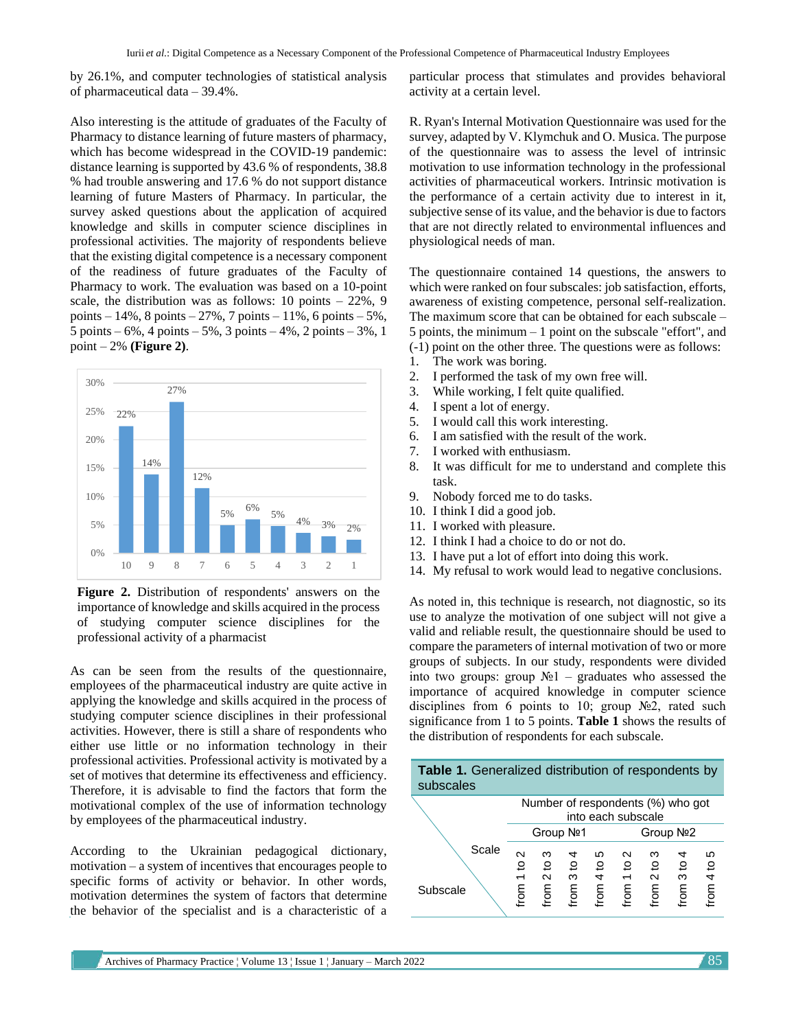by 26.1%, and computer technologies of statistical analysis of pharmaceutical data – 39.4%.

Also interesting is the attitude of graduates of the Faculty of Pharmacy to distance learning of future masters of pharmacy, which has become widespread in the COVID-19 pandemic: distance learning is supported by 43.6 % of respondents, 38.8 % had trouble answering and 17.6 % do not support distance learning of future Masters of Pharmacy. In particular, the survey asked questions about the application of acquired knowledge and skills in computer science disciplines in professional activities. The majority of respondents believe that the existing digital competence is a necessary component of the readiness of future graduates of the Faculty of Pharmacy to work. The evaluation was based on a 10-point scale, the distribution was as follows: 10 points – 22%, 9 points – 14%, 8 points – 27%, 7 points – 11%, 6 points – 5%, 5 points – 6%, 4 points – 5%, 3 points – 4%, 2 points – 3%, 1 point – 2% **(Figure 2)**.

**Figure 2.** Distribution of respondents' answers on the importance of knowledge and skills acquired in the process of studying computer science disciplines for the professional activity of a pharmacist

As can be seen from the results of the questionnaire, employees of the pharmaceutical industry are quite active in applying the knowledge and skills acquired in the process of studying computer science disciplines in their professional activities. However, there is still a share of respondents who either use little or no information technology in their professional activities. Professional activity is motivated by a set of motives that determine its effectiveness and efficiency. Therefore, it is advisable to find the factors that form the motivational complex of the use of information technology by employees of the pharmaceutical industry.

According to the Ukrainian pedagogical dictionary, motivation – a system of incentives that encourages people to specific forms of activity or behavior. In other words, motivation determines the system of factors that determine the behavior of the specialist and is a characteristic of a particular process that stimulates and provides behavioral activity at a certain level.

R. Ryan's Internal Motivation Questionnaire was used for the survey, adapted by V. Klymchuk and O. Musica. The purpose of the questionnaire was to assess the level of intrinsic motivation to use information technology in the professional activities of pharmaceutical workers. Intrinsic motivation is the performance of a certain activity due to interest in it, subjective sense of its value, and the behavior is due to factors that are not directly related to environmental influences and physiological needs of man.

The questionnaire contained 14 questions, the answers to which were ranked on four subscales: job satisfaction, efforts, awareness of existing competence, personal self-realization. The maximum score that can be obtained for each subscale – 5 points, the minimum – 1 point on the subscale "effort", and (-1) point on the other three. The questions were as follows:

1. The work was boring.
2. I performed the task of my own free will.
3. While working, I felt quite qualified.
4. I spent a lot of energy.
5. I would call this work interesting.
6. I am satisfied with the result of the work.
7. I worked with enthusiasm.
8. It was difficult for me to understand and complete this task.
9. Nobody forced me to do tasks.
10. I think I did a good job.
11. I worked with pleasure.
12. I think I had a choice to do or not do.
13. I have put a lot of effort into doing this work.
14. My refusal to work would lead to negative conclusions.

As noted in, this technique is research, not diagnostic, so its use to analyze the motivation of one subject will not give a valid and reliable result, the questionnaire should be used to compare the parameters of internal motivation of two or more groups of subjects. In our study, respondents were divided into two groups: group №1 – graduates who assessed the importance of acquired knowledge in computer science disciplines from 6 points to 10; group №2, rated such significance from 1 to 5 points. **Table 1** shows the results of the distribution of respondents for each subscale.

**Table 1.** Generalized distribution of respondents by subscales

| Scale / Subscale | Number of respondents (%) who got into each subscale | | | | | | | |
|---|---|---|---|---|---|---|---|---|
| | Group №1 | | | | Group №2 | | | |
| | from 1 to 2 | from 2 to 3 | from 3 to 4 | from 4 to 5 | from 1 to 2 | from 2 to 3 | from 3 to 4 | from 4 to 5 |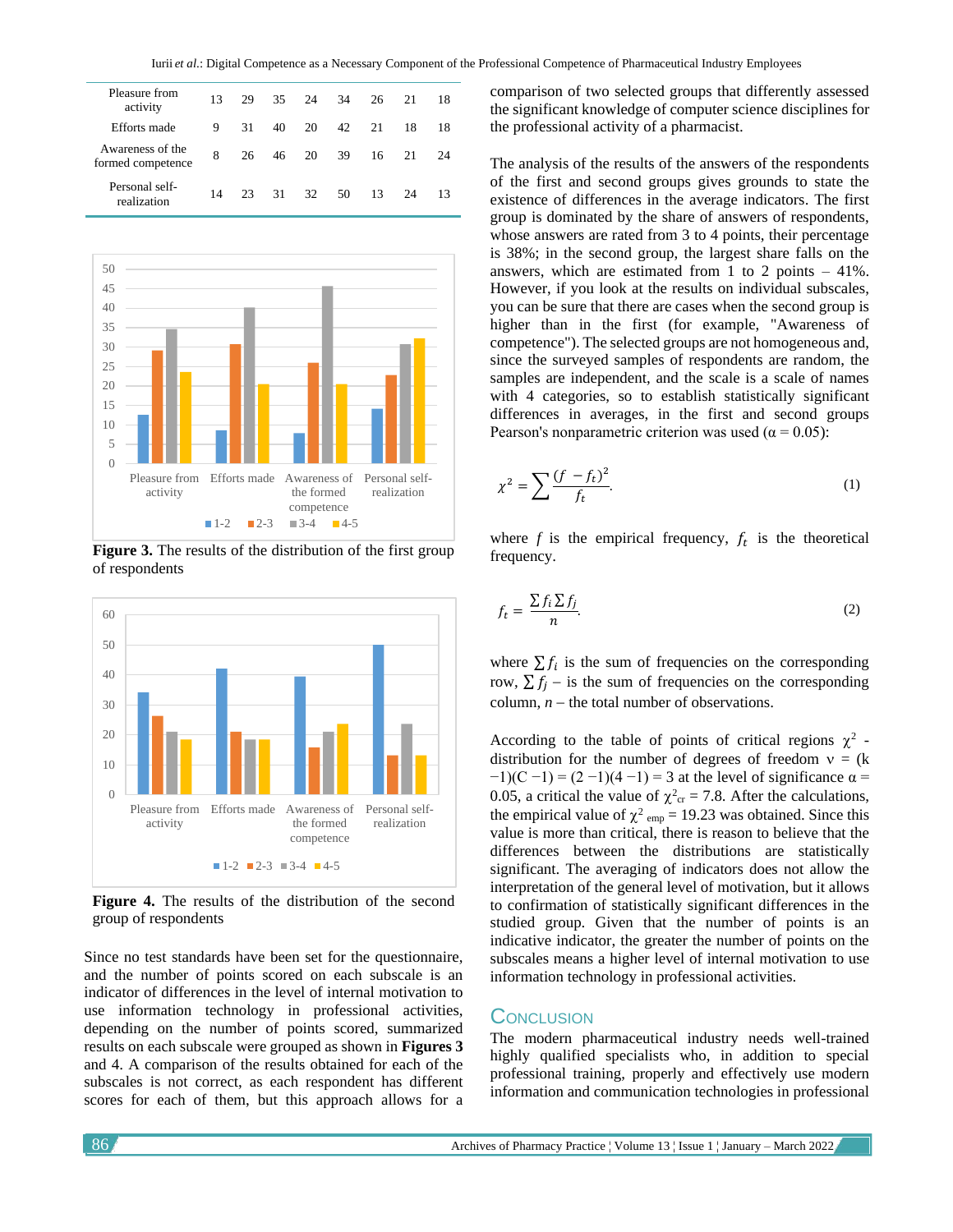| Pleasure from activity | 13 | 29 | 35 | 24 | 34 | 26 | 21 | 18 |
|---|---|---|---|---|---|---|---|---|
| Efforts made | 9 | 31 | 40 | 20 | 42 | 21 | 18 | 18 |
| Awareness of the formed competence | 8 | 26 | 46 | 20 | 39 | 16 | 21 | 24 |
| Personal self-realization | 14 | 23 | 31 | 32 | 50 | 13 | 24 | 13 |

**Figure 3.** The results of the distribution of the first group of respondents

**Figure 4.** The results of the distribution of the second group of respondents

Since no test standards have been set for the questionnaire, and the number of points scored on each subscale is an indicator of differences in the level of internal motivation to use information technology in professional activities, depending on the number of points scored, summarized results on each subscale were grouped as shown in **Figures 3** and 4. A comparison of the results obtained for each of the subscales is not correct, as each respondent has different scores for each of them, but this approach allows for a comparison of two selected groups that differently assessed the significant knowledge of computer science disciplines for the professional activity of a pharmacist.

The analysis of the results of the answers of the respondents of the first and second groups gives grounds to state the existence of differences in the average indicators. The first group is dominated by the share of answers of respondents, whose answers are rated from 3 to 4 points, their percentage is 38%; in the second group, the largest share falls on the answers, which are estimated from 1 to 2 points – 41%. However, if you look at the results on individual subscales, you can be sure that there are cases when the second group is higher than in the first (for example, "Awareness of competence"). The selected groups are not homogeneous and, since the surveyed samples of respondents are random, the samples are independent, and the scale is a scale of names with 4 categories, so to establish statistically significant differences in averages, in the first and second groups Pearson's nonparametric criterion was used ($\alpha = 0.05$):

$$\chi^2 = \sum \frac{(f - f_t)^2}{f_t}. \tag{1}$$

where $f$ is the empirical frequency, $f_t$ is the theoretical frequency.

$$f_t = \frac{\sum f_i \sum f_j}{n}. \tag{2}$$

where $\sum f_i$ is the sum of frequencies on the corresponding row, $\sum f_j$ – is the sum of frequencies on the corresponding column, $n$ – the total number of observations.

According to the table of points of critical regions $\chi^2$ - distribution for the number of degrees of freedom $\nu = (k-1)(C-1) = (2-1)(4-1) = 3$ at the level of significance $\alpha = 0.05$, a critical the value of $\chi^2_{cr} = 7.8$. After the calculations, the empirical value of $\chi^2_{emp} = 19.23$ was obtained. Since this value is more than critical, there is reason to believe that the differences between the distributions are statistically significant. The averaging of indicators does not allow the interpretation of the general level of motivation, but it allows to confirmation of statistically significant differences in the studied group. Given that the number of points is an indicative indicator, the greater the number of points on the subscales means a higher level of internal motivation to use information technology in professional activities.

## Conclusion

The modern pharmaceutical industry needs well-trained highly qualified specialists who, in addition to special professional training, properly and effectively use modern information and communication technologies in professional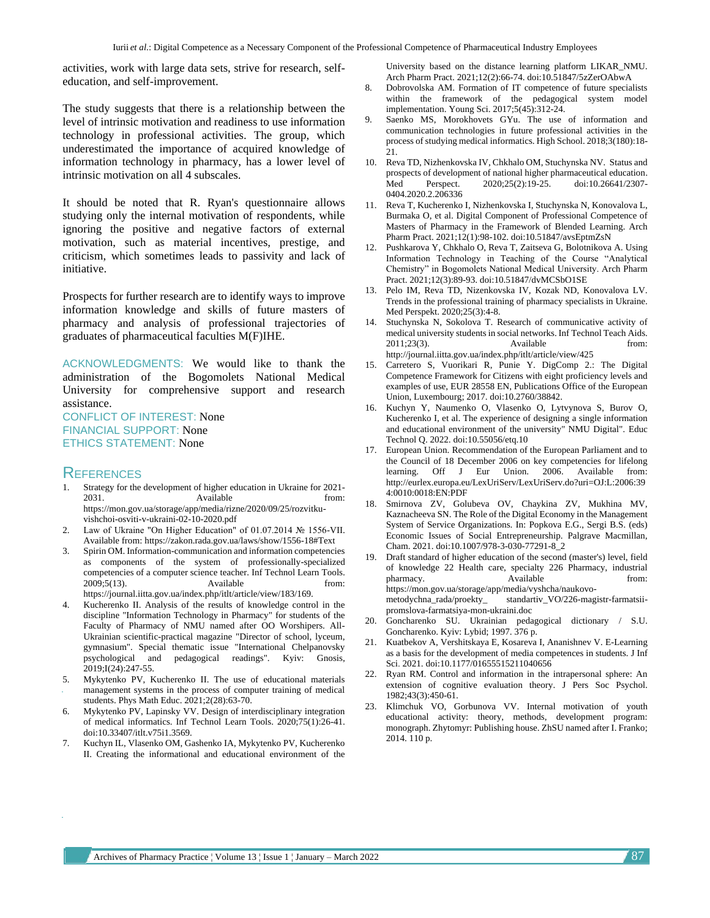activities, work with large data sets, strive for research, self-education, and self-improvement.

The study suggests that there is a relationship between the level of intrinsic motivation and readiness to use information technology in professional activities. The group, which underestimated the importance of acquired knowledge of information technology in pharmacy, has a lower level of intrinsic motivation on all 4 subscales.

It should be noted that R. Ryan's questionnaire allows studying only the internal motivation of respondents, while ignoring the positive and negative factors of external motivation, such as material incentives, prestige, and criticism, which sometimes leads to passivity and lack of initiative.

Prospects for further research are to identify ways to improve information knowledge and skills of future masters of pharmacy and analysis of professional trajectories of graduates of pharmaceutical faculties M(F)IHE.

ACKNOWLEDGMENTS: We would like to thank the administration of the Bogomolets National Medical University for comprehensive support and research assistance.

CONFLICT OF INTEREST: None

FINANCIAL SUPPORT: None

ETHICS STATEMENT: None

## References

1. Strategy for the development of higher education in Ukraine for 2021-2031. Available from: https://mon.gov.ua/storage/app/media/rizne/2020/09/25/rozvitku-vishchoi-osviti-v-ukraini-02-10-2020.pdf
2. Law of Ukraine "On Higher Education" of 01.07.2014 № 1556-VII. Available from: https://zakon.rada.gov.ua/laws/show/1556-18#Text
3. Spirin OM. Information-communication and information competencies as components of the system of professionally-specialized competencies of a computer science teacher. Inf Technol Learn Tools. 2009;5(13). Available from: https://journal.iitta.gov.ua/index.php/itlt/article/view/183/169.
4. Kucherenko II. Analysis of the results of knowledge control in the discipline "Information Technology in Pharmacy" for students of the Faculty of Pharmacy of NMU named after OO Worshipers. All-Ukrainian scientific-practical magazine "Director of school, lyceum, gymnasium". Special thematic issue "International Chelpanovsky psychological and pedagogical readings". Kyiv: Gnosis, 2019;I(24):247-55.
5. Mykytenko PV, Kucherenko II. The use of educational materials management systems in the process of computer training of medical students. Phys Math Educ. 2021;2(28):63-70.
6. Mykytenko PV, Lapinsky VV. Design of interdisciplinary integration of medical informatics. Inf Technol Learn Tools. 2020;75(1):26-41. doi:10.33407/itlt.v75i1.3569.
7. Kuchyn IL, Vlasenko OM, Gashenko IA, Mykytenko PV, Kucherenko II. Creating the informational and educational environment of the University based on the distance learning platform LIKAR_NMU. Arch Pharm Pract. 2021;12(2):66-74. doi:10.51847/5zZerOAbwA
8. Dobrovolska AM. Formation of IT competence of future specialists within the framework of the pedagogical system model implementation. Young Sci. 2017;5(45):312-24.
9. Saenko MS, Morokhovets GYu. The use of information and communication technologies in future professional activities in the process of studying medical informatics. High School. 2018;3(180):18-21.
10. Reva TD, Nizhenkovska IV, Chkhalo OM, Stuchynska NV. Status and prospects of development of national higher pharmaceutical education. Med Perspect. 2020;25(2):19-25. doi:10.26641/2307-0404.2020.2.206336
11. Reva T, Kucherenko I, Nizhenkovska I, Stuchynska N, Konovalova L, Burmaka O, et al. Digital Component of Professional Competence of Masters of Pharmacy in the Framework of Blended Learning. Arch Pharm Pract. 2021;12(1):98-102. doi:10.51847/avsEptmZsN
12. Pushkarova Y, Chkhalo O, Reva T, Zaitseva G, Bolotnikova A. Using Information Technology in Teaching of the Course "Analytical Chemistry" in Bogomolets National Medical University. Arch Pharm Pract. 2021;12(3):89-93. doi:10.51847/dvMCSbO1SE
13. Pelo IM, Reva TD, Nizenkovska IV, Kozak ND, Konovalova LV. Trends in the professional training of pharmacy specialists in Ukraine. Med Perspekt. 2020;25(3):4-8.
14. Stuchynska N, Sokolova T. Research of communicative activity of medical university students in social networks. Inf Technol Teach Aids. 2011;23(3). Available from: http://journal.iitta.gov.ua/index.php/itlt/article/view/425
15. Carretero S, Vuorikari R, Punie Y. DigComp 2.: The Digital Competence Framework for Citizens with eight proficiency levels and examples of use, EUR 28558 EN, Publications Office of the European Union, Luxembourg; 2017. doi:10.2760/38842.
16. Kuchyn Y, Naumenko O, Vlasenko O, Lytvynova S, Burov O, Kucherenko I, et al. The experience of designing a single information and educational environment of the university" NMU Digital". Educ Technol Q. 2022. doi:10.55056/etq.10
17. European Union. Recommendation of the European Parliament and to the Council of 18 December 2006 on key competencies for lifelong learning. Off J Eur Union. 2006. Available from: http://eurlex.europa.eu/LexUriServ/LexUriServ.do?uri=OJ:L:2006:394:0010:0018:EN:PDF
18. Smirnova ZV, Golubeva OV, Chaykina ZV, Mukhina MV, Kaznacheeva SN. The Role of the Digital Economy in the Management System of Service Organizations. In: Popkova E.G., Sergi B.S. (eds) Economic Issues of Social Entrepreneurship. Palgrave Macmillan, Cham. 2021. doi:10.1007/978-3-030-77291-8_2
19. Draft standard of higher education of the second (master's) level, field of knowledge 22 Health care, specialty 226 Pharmacy, industrial pharmacy. Available from: https://mon.gov.ua/storage/app/media/vyshcha/naukovo-metodychna_rada/proekty_ standartiv_VO/226-magistr-farmatsii-promslova-farmatsiya-mon-ukraini.doc
20. Goncharenko SU. Ukrainian pedagogical dictionary / S.U. Goncharenko. Kyiv: Lybid; 1997. 376 p.
21. Kuatbekov A, Vershitskaya E, Kosareva I, Ananishnev V. E-Learning as a basis for the development of media competences in students. J Inf Sci. 2021. doi:10.1177/01655515211040656
22. Ryan RM. Control and information in the intrapersonal sphere: An extension of cognitive evaluation theory. J Pers Soc Psychol. 1982;43(3):450-61.
23. Klimchuk VO, Gorbunova VV. Internal motivation of youth educational activity: theory, methods, development program: monograph. Zhytomyr: Publishing house. ZhSU named after I. Franko; 2014. 110 p.